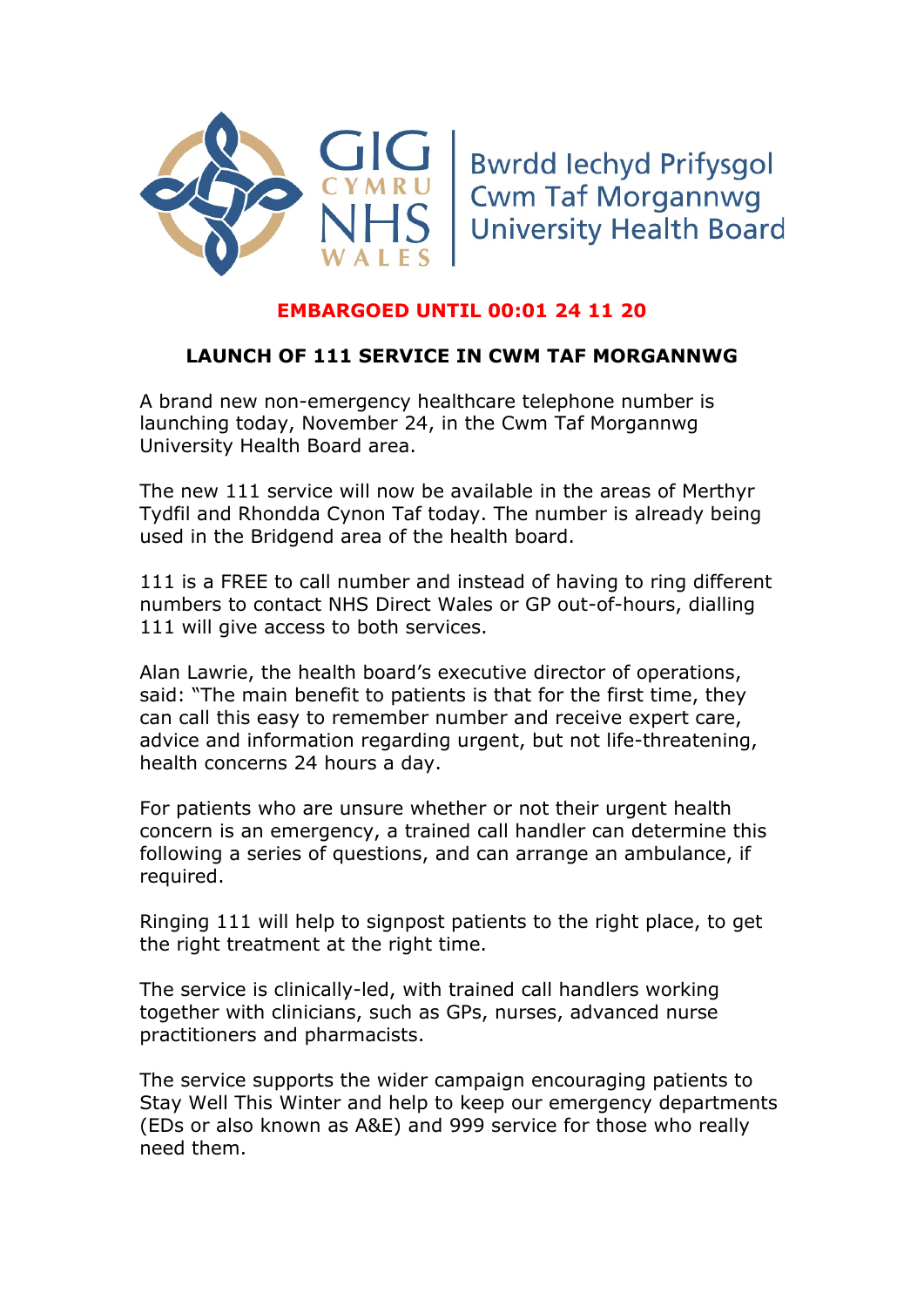GIG CYMRU NHS WALES | Bwrdd Iechyd Prifysgol Cwm Taf Morgannwg University Health Board

**EMBARGOED UNTIL 00:01 24 11 20**

**LAUNCH OF 111 SERVICE IN CWM TAF MORGANNWG**

A brand new non-emergency healthcare telephone number is launching today, November 24, in the Cwm Taf Morgannwg University Health Board area.

The new 111 service will now be available in the areas of Merthyr Tydfil and Rhondda Cynon Taf today. The number is already being used in the Bridgend area of the health board.

111 is a FREE to call number and instead of having to ring different numbers to contact NHS Direct Wales or GP out-of-hours, dialling 111 will give access to both services.

Alan Lawrie, the health board's executive director of operations, said: "The main benefit to patients is that for the first time, they can call this easy to remember number and receive expert care, advice and information regarding urgent, but not life-threatening, health concerns 24 hours a day.

For patients who are unsure whether or not their urgent health concern is an emergency, a trained call handler can determine this following a series of questions, and can arrange an ambulance, if required.

Ringing 111 will help to signpost patients to the right place, to get the right treatment at the right time.

The service is clinically-led, with trained call handlers working together with clinicians, such as GPs, nurses, advanced nurse practitioners and pharmacists.

The service supports the wider campaign encouraging patients to Stay Well This Winter and help to keep our emergency departments (EDs or also known as A&E) and 999 service for those who really need them.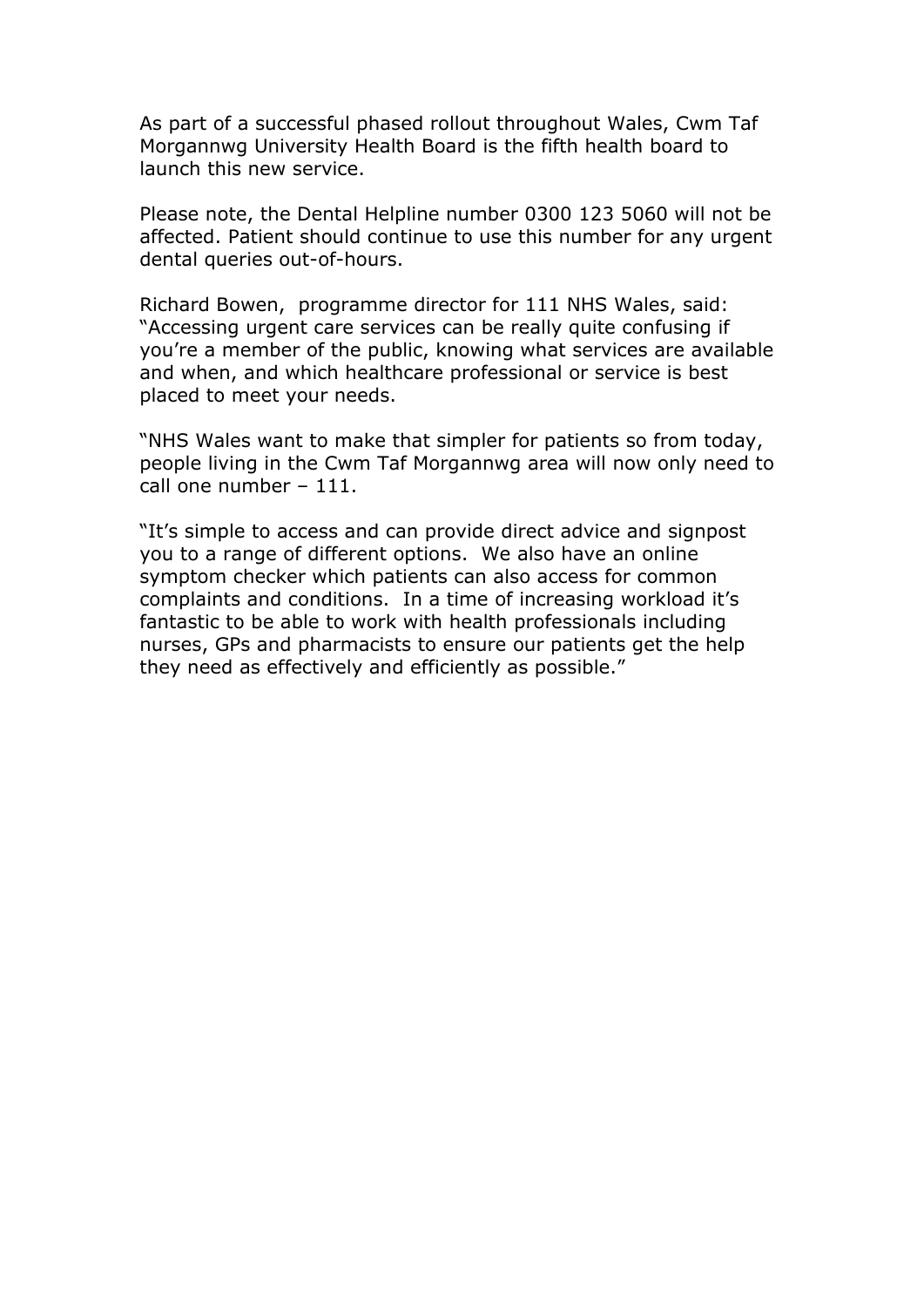As part of a successful phased rollout throughout Wales, Cwm Taf Morgannwg University Health Board is the fifth health board to launch this new service.

Please note, the Dental Helpline number 0300 123 5060 will not be affected. Patient should continue to use this number for any urgent dental queries out-of-hours.

Richard Bowen, programme director for 111 NHS Wales, said: "Accessing urgent care services can be really quite confusing if you're a member of the public, knowing what services are available and when, and which healthcare professional or service is best placed to meet your needs.

"NHS Wales want to make that simpler for patients so from today, people living in the Cwm Taf Morgannwg area will now only need to call one number – 111.

"It's simple to access and can provide direct advice and signpost you to a range of different options. We also have an online symptom checker which patients can also access for common complaints and conditions. In a time of increasing workload it's fantastic to be able to work with health professionals including nurses, GPs and pharmacists to ensure our patients get the help they need as effectively and efficiently as possible."